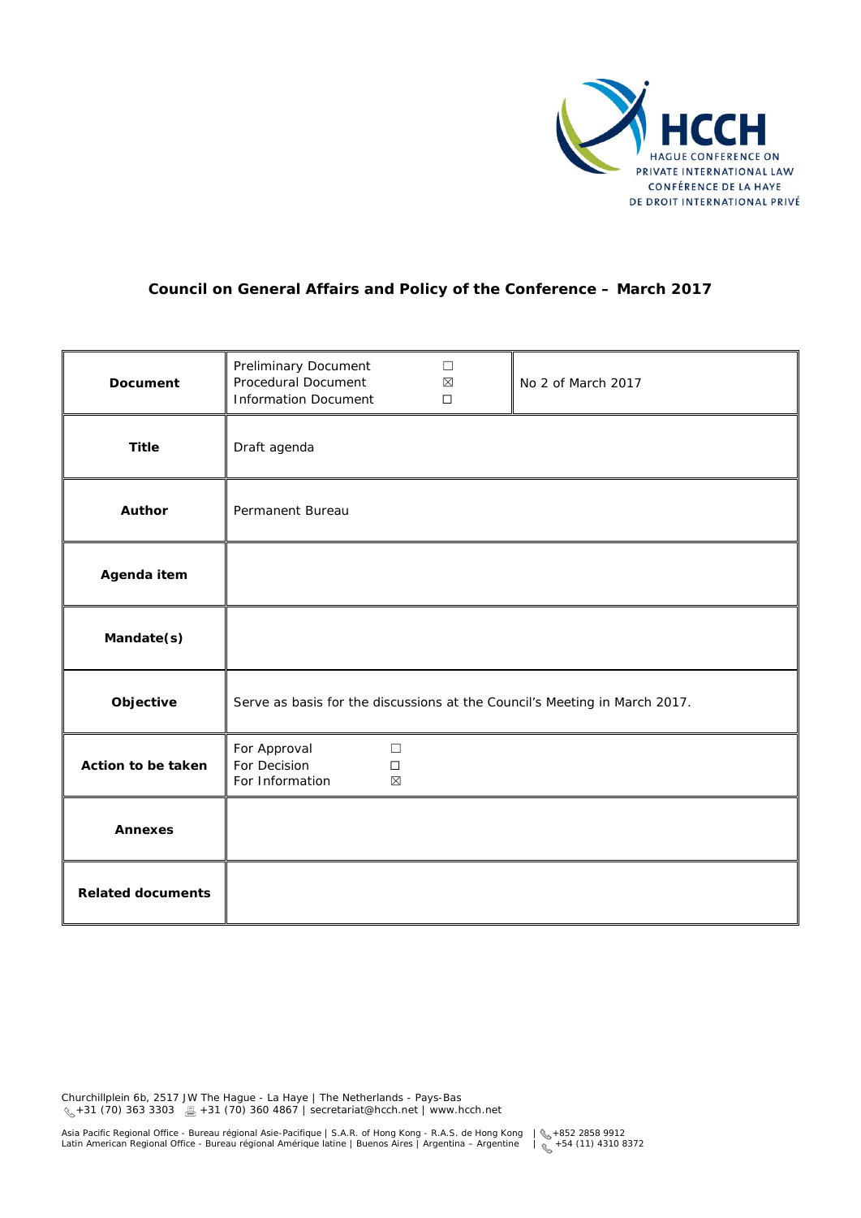HCCH
HAGUE CONFERENCE ON
PRIVATE INTERNATIONAL LAW
CONFÉRENCE DE LA HAYE
DE DROIT INTERNATIONAL PRIVÉ

## Council on General Affairs and Policy of the Conference – March 2017

| | | |
|---|---|---|
| **Document** | Preliminary Document ☐<br>Procedural Document ☒<br>Information Document ☐ | No 2 of March 2017 |
| **Title** | Draft agenda | |
| **Author** | Permanent Bureau | |
| **Agenda item** | | |
| **Mandate(s)** | | |
| **Objective** | Serve as basis for the discussions at the Council's Meeting in March 2017. | |
| **Action to be taken** | For Approval ☐<br>For Decision ☐<br>For Information ☒ | |
| **Annexes** | | |
| **Related documents** | | |

Churchillplein 6b, 2517 JW The Hague - La Haye | The Netherlands - Pays-Bas
+31 (70) 363 3303 +31 (70) 360 4867 | secretariat@hcch.net | www.hcch.net

Asia Pacific Regional Office - Bureau régional Asie-Pacifique | S.A.R. of Hong Kong - R.A.S. de Hong Kong | +852 2858 9912
Latin American Regional Office - Bureau régional Amérique latine | Buenos Aires | Argentina – Argentine | +54 (11) 4310 8372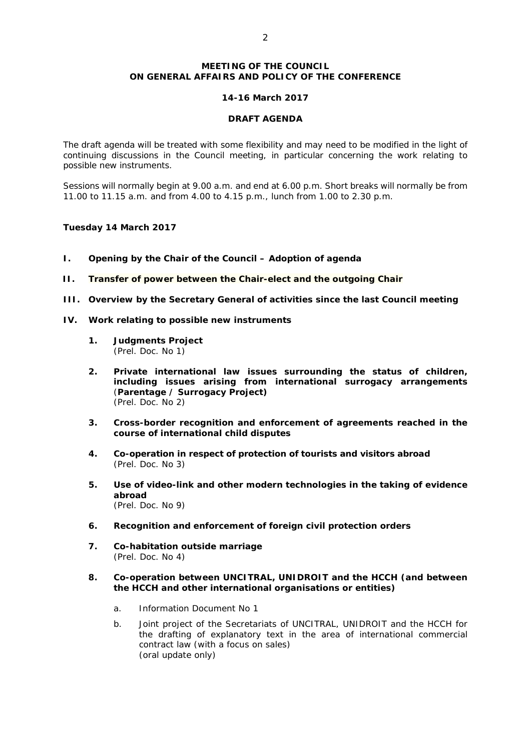**MEETING OF THE COUNCIL**
**ON GENERAL AFFAIRS AND POLICY OF THE CONFERENCE**

**14-16 March 2017**

**DRAFT AGENDA**

The draft agenda will be treated with some flexibility and may need to be modified in the light of continuing discussions in the Council meeting, in particular concerning the work relating to possible new instruments.

Sessions will normally begin at 9.00 a.m. and end at 6.00 p.m. Short breaks will normally be from 11.00 to 11.15 a.m. and from 4.00 to 4.15 p.m., lunch from 1.00 to 2.30 p.m.

**Tuesday 14 March 2017**

**I. Opening by the Chair of the Council – Adoption of agenda**

**II. Transfer of power between the Chair-elect and the outgoing Chair**

**III. Overview by the Secretary General of activities since the last Council meeting**

**IV. Work relating to possible new instruments**

1. **Judgments Project**
   (Prel. Doc. No 1)

2. **Private international law issues surrounding the status of children, including issues arising from international surrogacy arrangements** (**Parentage / Surrogacy Project)**
   (Prel. Doc. No 2)

3. **Cross-border recognition and enforcement of agreements reached in the course of international child disputes**

4. **Co-operation in respect of protection of tourists and visitors abroad**
   (Prel. Doc. No 3)

5. **Use of video-link and other modern technologies in the taking of evidence abroad**
   (Prel. Doc. No 9)

6. **Recognition and enforcement of foreign civil protection orders**

7. **Co-habitation outside marriage**
   (Prel. Doc. No 4)

8. **Co-operation between UNCITRAL, UNIDROIT and the HCCH (and between the HCCH and other international organisations or entities)**

   a. Information Document No 1

   b. Joint project of the Secretariats of UNCITRAL, UNIDROIT and the HCCH for the drafting of explanatory text in the area of international commercial contract law (with a focus on sales)
   (oral update only)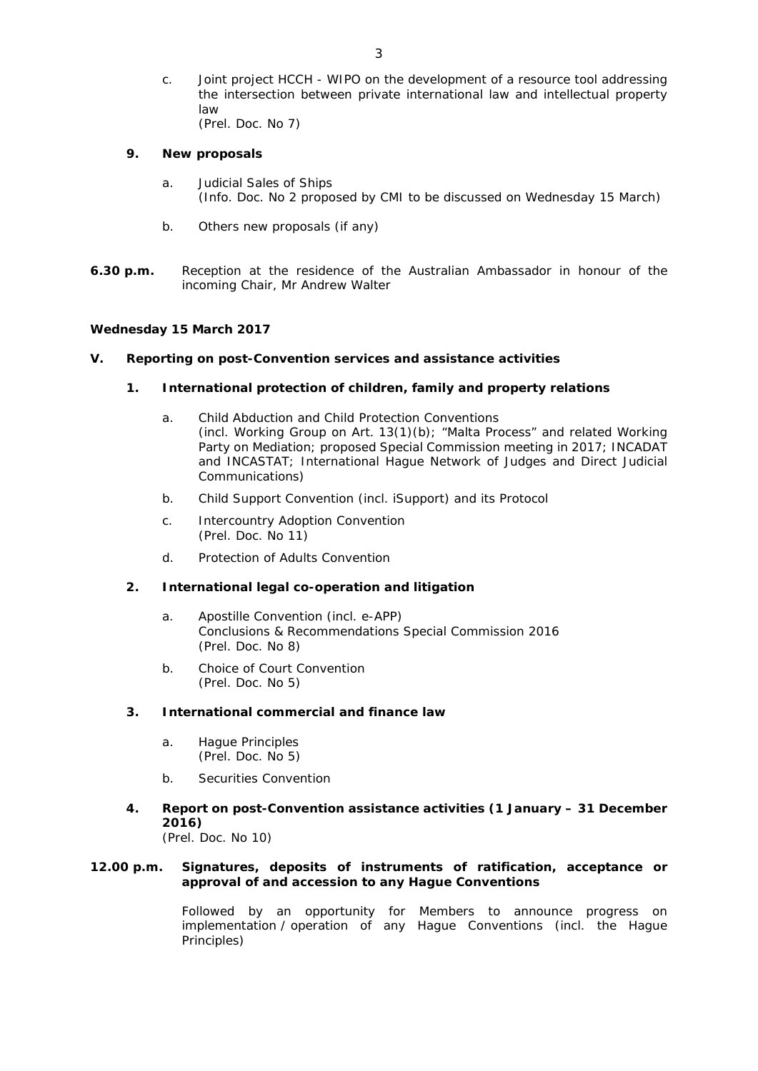c. Joint project HCCH - WIPO on the development of a resource tool addressing the intersection between private international law and intellectual property law
(Prel. Doc. No 7)

**9. New proposals**

a. Judicial Sales of Ships
(Info. Doc. No 2 proposed by CMI to be discussed on Wednesday 15 March)

b. Others new proposals (if any)

**6.30 p.m.** Reception at the residence of the Australian Ambassador in honour of the incoming Chair, Mr Andrew Walter

**Wednesday 15 March 2017**

**V. Reporting on post-Convention services and assistance activities**

**1. International protection of children, family and property relations**

a. Child Abduction and Child Protection Conventions
(incl. Working Group on Art. 13(1)(b); "Malta Process" and related Working Party on Mediation; proposed Special Commission meeting in 2017; INCADAT and INCASTAT; International Hague Network of Judges and Direct Judicial Communications)

b. Child Support Convention (incl. iSupport) and its Protocol

c. Intercountry Adoption Convention
(Prel. Doc. No 11)

d. Protection of Adults Convention

**2. International legal co-operation and litigation**

a. Apostille Convention (incl. e-APP)
Conclusions & Recommendations Special Commission 2016
(Prel. Doc. No 8)

b. Choice of Court Convention
(Prel. Doc. No 5)

**3. International commercial and finance law**

a. Hague Principles
(Prel. Doc. No 5)

b. Securities Convention

**4. Report on post-Convention assistance activities (1 January – 31 December 2016)**
(Prel. Doc. No 10)

**12.00 p.m. Signatures, deposits of instruments of ratification, acceptance or approval of and accession to any Hague Conventions**

Followed by an opportunity for Members to announce progress on implementation / operation of any Hague Conventions (incl. the Hague Principles)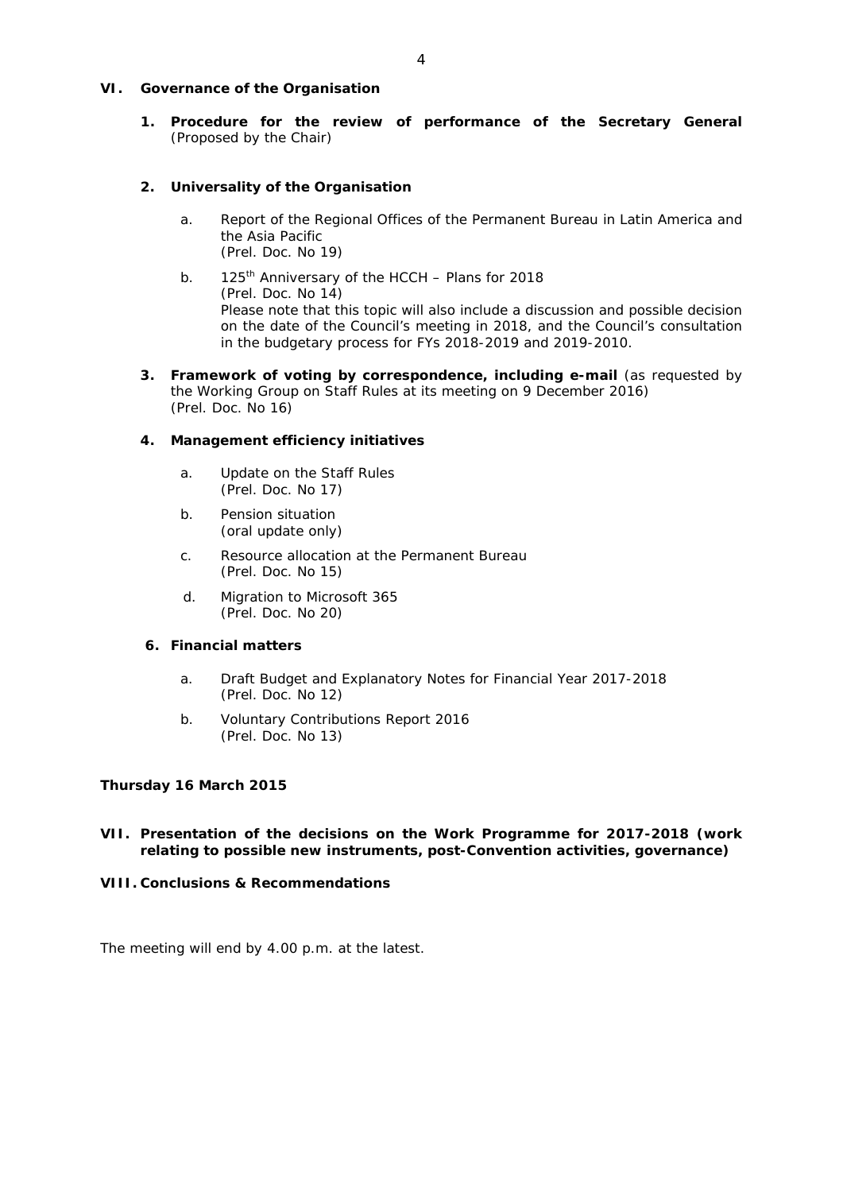## VI. Governance of the Organisation

**1. Procedure for the review of performance of the Secretary General** *(Proposed by the Chair)*

**2. Universality of the Organisation**

a. Report of the Regional Offices of the Permanent Bureau in Latin America and the Asia Pacific
(Prel. Doc. No 19)

b. 125th Anniversary of the HCCH – Plans for 2018
(Prel. Doc. No 14)
Please note that this topic will also include a discussion and possible decision on the date of the Council's meeting in 2018, and the Council's consultation in the budgetary process for FYs 2018-2019 and 2019-2010.

**3. Framework of voting by correspondence, including e-mail** (as requested by the Working Group on Staff Rules at its meeting on 9 December 2016)
(Prel. Doc. No 16)

**4. Management efficiency initiatives**

a. Update on the Staff Rules
(Prel. Doc. No 17)

b. Pension situation
(oral update only)

c. Resource allocation at the Permanent Bureau
(Prel. Doc. No 15)

d. Migration to Microsoft 365
(Prel. Doc. No 20)

**6. Financial matters**

a. Draft Budget and Explanatory Notes for Financial Year 2017-2018
(Prel. Doc. No 12)

b. Voluntary Contributions Report 2016
(Prel. Doc. No 13)

**Thursday 16 March 2015**

## VII. Presentation of the decisions on the Work Programme for 2017-2018 (work relating to possible new instruments, post-Convention activities, governance)

## VIII. Conclusions & Recommendations

The meeting will end by 4.00 p.m. at the latest.